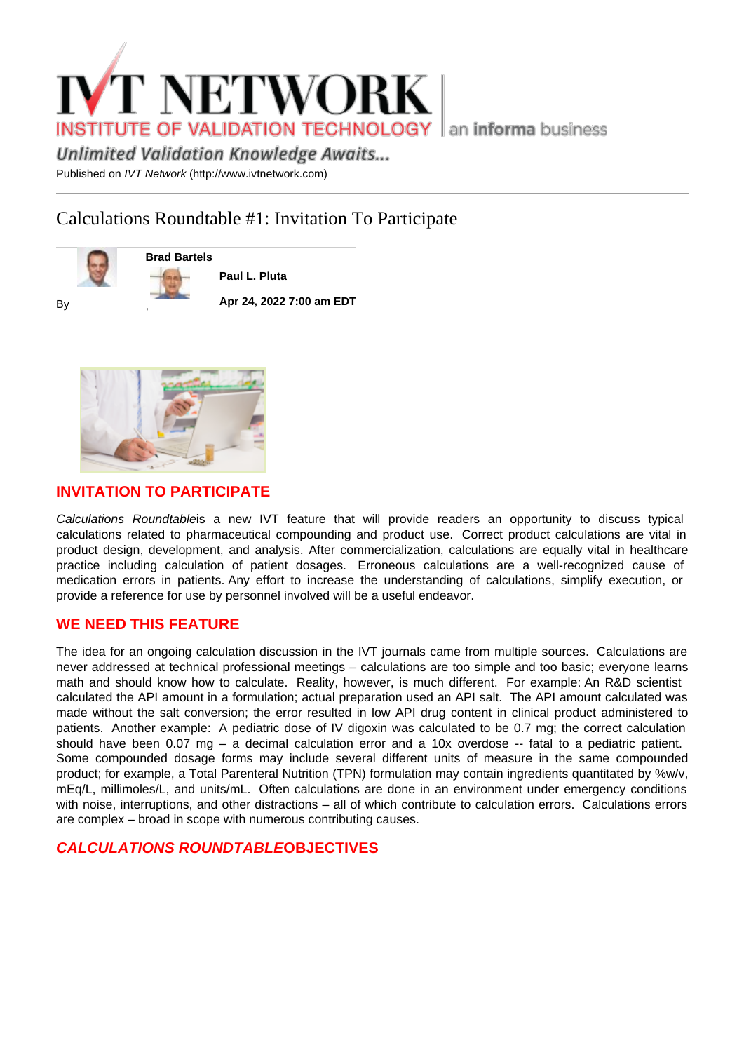Published on *IVT Network* (http://www.ivtnetwork.com)

# Calculations Roundtable #1: Invitation To Participate

By **Brad Bartels**, **Paul L. Pluta**

**Apr 24, 2022 7:00 am EDT**

## INVITATION TO PARTICIPATE

*Calculations Roundtable* is a new IVT feature that will provide readers an opportunity to discuss typical calculations related to pharmaceutical compounding and product use. Correct product calculations are vital in product design, development, and analysis. After commercialization, calculations are equally vital in healthcare practice including calculation of patient dosages. Erroneous calculations are a well-recognized cause of medication errors in patients. Any effort to increase the understanding of calculations, simplify execution, or provide a reference for use by personnel involved will be a useful endeavor.

## WE NEED THIS FEATURE

The idea for an ongoing calculation discussion in the IVT journals came from multiple sources. Calculations are never addressed at technical professional meetings – calculations are too simple and too basic; everyone learns math and should know how to calculate. Reality, however, is much different. For example: An R&D scientist calculated the API amount in a formulation; actual preparation used an API salt. The API amount calculated was made without the salt conversion; the error resulted in low API drug content in clinical product administered to patients. Another example: A pediatric dose of IV digoxin was calculated to be 0.7 mg; the correct calculation should have been 0.07 mg – a decimal calculation error and a 10x overdose -- fatal to a pediatric patient. Some compounded dosage forms may include several different units of measure in the same compounded product; for example, a Total Parenteral Nutrition (TPN) formulation may contain ingredients quantitated by %w/v, mEq/L, millimoles/L, and units/mL. Often calculations are done in an environment under emergency conditions with noise, interruptions, and other distractions – all of which contribute to calculation errors. Calculations errors are complex – broad in scope with numerous contributing causes.

## *CALCULATIONS ROUNDTABLE* OBJECTIVES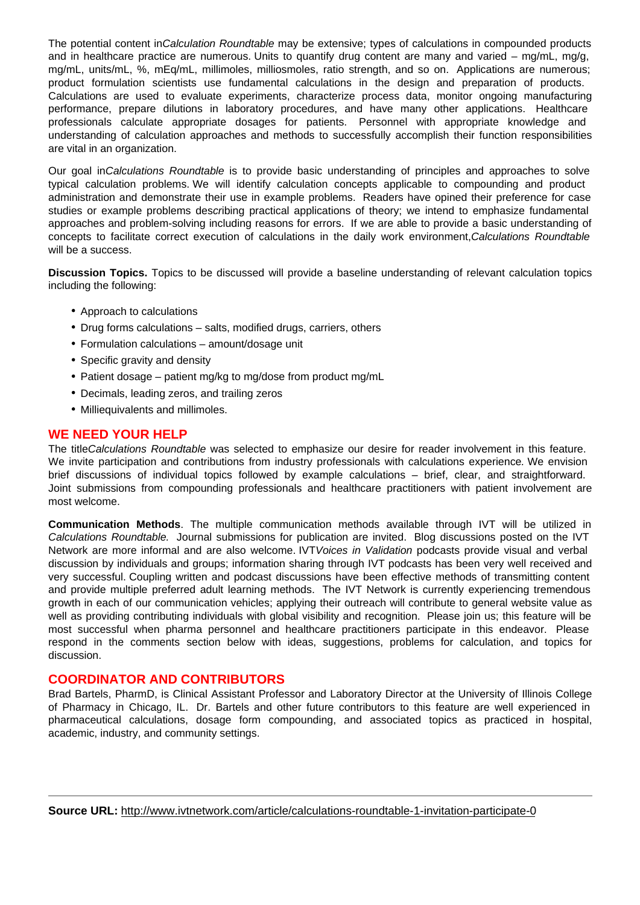The potential content in*Calculation Roundtable* may be extensive; types of calculations in compounded products and in healthcare practice are numerous. Units to quantify drug content are many and varied – mg/mL, mg/g, mg/mL, units/mL, %, mEq/mL, millimoles, milliosmoles, ratio strength, and so on. Applications are numerous; product formulation scientists use fundamental calculations in the design and preparation of products. Calculations are used to evaluate experiments, characterize process data, monitor ongoing manufacturing performance, prepare dilutions in laboratory procedures, and have many other applications. Healthcare professionals calculate appropriate dosages for patients. Personnel with appropriate knowledge and understanding of calculation approaches and methods to successfully accomplish their function responsibilities are vital in an organization.

Our goal in*Calculations Roundtable* is to provide basic understanding of principles and approaches to solve typical calculation problems. We will identify calculation concepts applicable to compounding and product administration and demonstrate their use in example problems. Readers have opined their preference for case studies or example problems describing practical applications of theory; we intend to emphasize fundamental approaches and problem-solving including reasons for errors. If we are able to provide a basic understanding of concepts to facilitate correct execution of calculations in the daily work environment,*Calculations Roundtable* will be a success.

**Discussion Topics.** Topics to be discussed will provide a baseline understanding of relevant calculation topics including the following:

- Approach to calculations
- Drug forms calculations – salts, modified drugs, carriers, others
- Formulation calculations – amount/dosage unit
- Specific gravity and density
- Patient dosage – patient mg/kg to mg/dose from product mg/mL
- Decimals, leading zeros, and trailing zeros
- Milliequivalents and millimoles.

## WE NEED YOUR HELP

The title*Calculations Roundtable* was selected to emphasize our desire for reader involvement in this feature. We invite participation and contributions from industry professionals with calculations experience. We envision brief discussions of individual topics followed by example calculations – brief, clear, and straightforward. Joint submissions from compounding professionals and healthcare practitioners with patient involvement are most welcome.

**Communication Methods**. The multiple communication methods available through IVT will be utilized in *Calculations Roundtable.* Journal submissions for publication are invited. Blog discussions posted on the IVT Network are more informal and are also welcome. IVT*Voices in Validation* podcasts provide visual and verbal discussion by individuals and groups; information sharing through IVT podcasts has been very well received and very successful. Coupling written and podcast discussions have been effective methods of transmitting content and provide multiple preferred adult learning methods. The IVT Network is currently experiencing tremendous growth in each of our communication vehicles; applying their outreach will contribute to general website value as well as providing contributing individuals with global visibility and recognition. Please join us; this feature will be most successful when pharma personnel and healthcare practitioners participate in this endeavor. Please respond in the comments section below with ideas, suggestions, problems for calculation, and topics for discussion.

## COORDINATOR AND CONTRIBUTORS

Brad Bartels, PharmD, is Clinical Assistant Professor and Laboratory Director at the University of Illinois College of Pharmacy in Chicago, IL. Dr. Bartels and other future contributors to this feature are well experienced in pharmaceutical calculations, dosage form compounding, and associated topics as practiced in hospital, academic, industry, and community settings.

---

**Source URL:** http://www.ivtnetwork.com/article/calculations-roundtable-1-invitation-participate-0